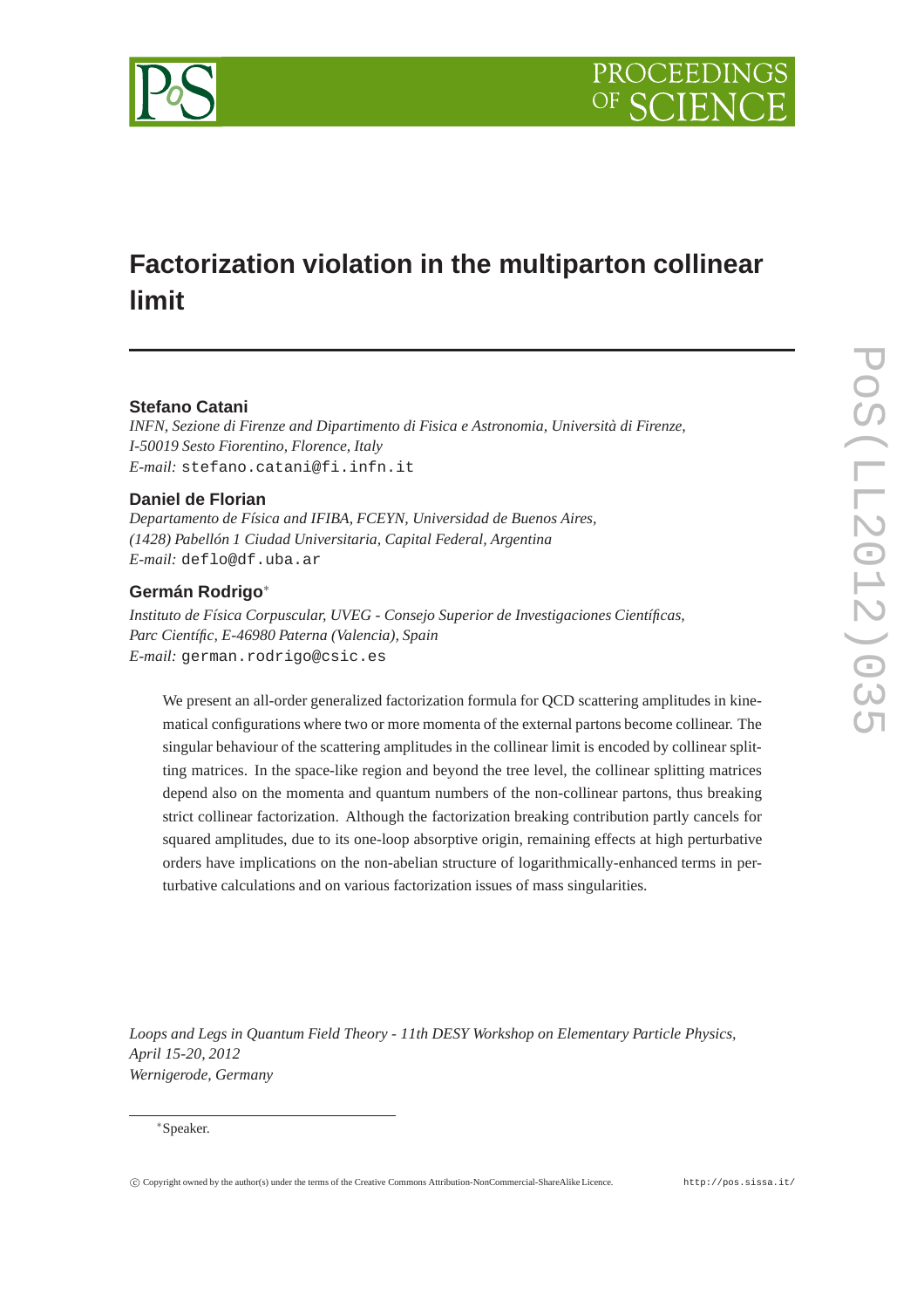# Factorization violation in the multiparton collinear limit

**Stefano Catani**
*INFN, Sezione di Firenze and Dipartimento di Fisica e Astronomia, Università di Firenze, I-50019 Sesto Fiorentino, Florence, Italy*
*E-mail:* stefano.catani@fi.infn.it

**Daniel de Florian**
*Departamento de Física and IFIBA, FCEYN, Universidad de Buenos Aires, (1428) Pabellón 1 Ciudad Universitaria, Capital Federal, Argentina*
*E-mail:* deflo@df.uba.ar

**Germán Rodrigo**[∗]
*Instituto de Física Corpuscular, UVEG - Consejo Superior de Investigaciones Científicas, Parc Científic, E-46980 Paterna (Valencia), Spain*
*E-mail:* german.rodrigo@csic.es

We present an all-order generalized factorization formula for QCD scattering amplitudes in kinematical configurations where two or more momenta of the external partons become collinear. The singular behaviour of the scattering amplitudes in the collinear limit is encoded by collinear splitting matrices. In the space-like region and beyond the tree level, the collinear splitting matrices depend also on the momenta and quantum numbers of the non-collinear partons, thus breaking strict collinear factorization. Although the factorization breaking contribution partly cancels for squared amplitudes, due to its one-loop absorptive origin, remaining effects at high perturbative orders have implications on the non-abelian structure of logarithmically-enhanced terms in perturbative calculations and on various factorization issues of mass singularities.

*Loops and Legs in Quantum Field Theory - 11th DESY Workshop on Elementary Particle Physics, April 15-20, 2012*
*Wernigerode, Germany*

[∗]Speaker.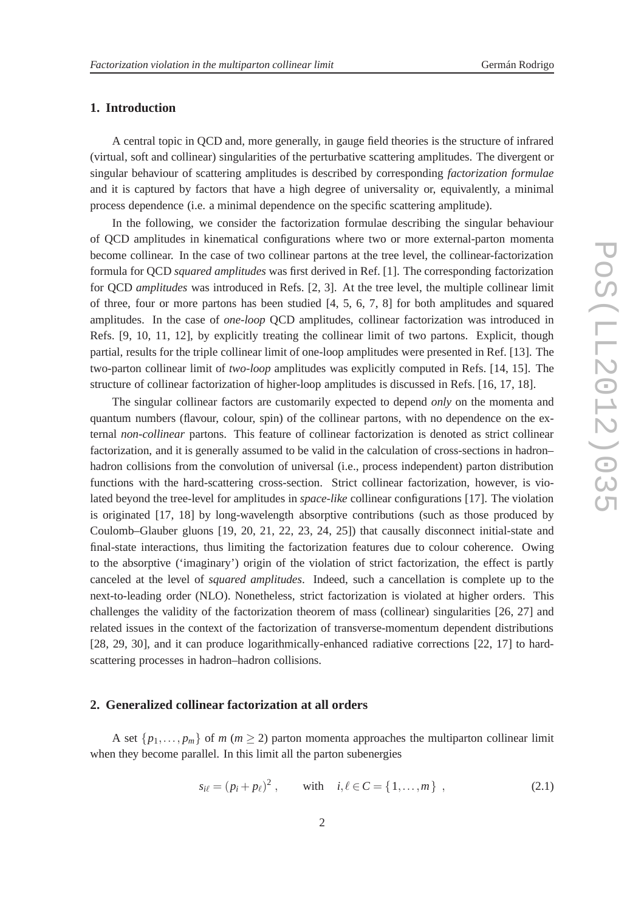## 1. Introduction

A central topic in QCD and, more generally, in gauge field theories is the structure of infrared (virtual, soft and collinear) singularities of the perturbative scattering amplitudes. The divergent or singular behaviour of scattering amplitudes is described by corresponding *factorization formulae* and it is captured by factors that have a high degree of universality or, equivalently, a minimal process dependence (i.e. a minimal dependence on the specific scattering amplitude).

In the following, we consider the factorization formulae describing the singular behaviour of QCD amplitudes in kinematical configurations where two or more external-parton momenta become collinear. In the case of two collinear partons at the tree level, the collinear-factorization formula for QCD *squared amplitudes* was first derived in Ref. [1]. The corresponding factorization for QCD *amplitudes* was introduced in Refs. [2, 3]. At the tree level, the multiple collinear limit of three, four or more partons has been studied [4, 5, 6, 7, 8] for both amplitudes and squared amplitudes. In the case of *one-loop* QCD amplitudes, collinear factorization was introduced in Refs. [9, 10, 11, 12], by explicitly treating the collinear limit of two partons. Explicit, though partial, results for the triple collinear limit of one-loop amplitudes were presented in Ref. [13]. The two-parton collinear limit of *two-loop* amplitudes was explicitly computed in Refs. [14, 15]. The structure of collinear factorization of higher-loop amplitudes is discussed in Refs. [16, 17, 18].

The singular collinear factors are customarily expected to depend *only* on the momenta and quantum numbers (flavour, colour, spin) of the collinear partons, with no dependence on the external *non-collinear* partons. This feature of collinear factorization is denoted as strict collinear factorization, and it is generally assumed to be valid in the calculation of cross-sections in hadron–hadron collisions from the convolution of universal (i.e., process independent) parton distribution functions with the hard-scattering cross-section. Strict collinear factorization, however, is violated beyond the tree-level for amplitudes in *space-like* collinear configurations [17]. The violation is originated [17, 18] by long-wavelength absorptive contributions (such as those produced by Coulomb–Glauber gluons [19, 20, 21, 22, 23, 24, 25]) that causally disconnect initial-state and final-state interactions, thus limiting the factorization features due to colour coherence. Owing to the absorptive ('imaginary') origin of the violation of strict factorization, the effect is partly canceled at the level of *squared amplitudes*. Indeed, such a cancellation is complete up to the next-to-leading order (NLO). Nonetheless, strict factorization is violated at higher orders. This challenges the validity of the factorization theorem of mass (collinear) singularities [26, 27] and related issues in the context of the factorization of transverse-momentum dependent distributions [28, 29, 30], and it can produce logarithmically-enhanced radiative corrections [22, 17] to hard-scattering processes in hadron–hadron collisions.

## 2. Generalized collinear factorization at all orders

A set $\{p_1, \ldots, p_m\}$ of $m$ ($m \geq 2$) parton momenta approaches the multiparton collinear limit when they become parallel. In this limit all the parton subenergies

$$
s_{i\ell} = (p_i + p_\ell)^2 , \qquad \text{with} \quad i, \ell \in C = \{1, \ldots, m\} \ , \tag{2.1}
$$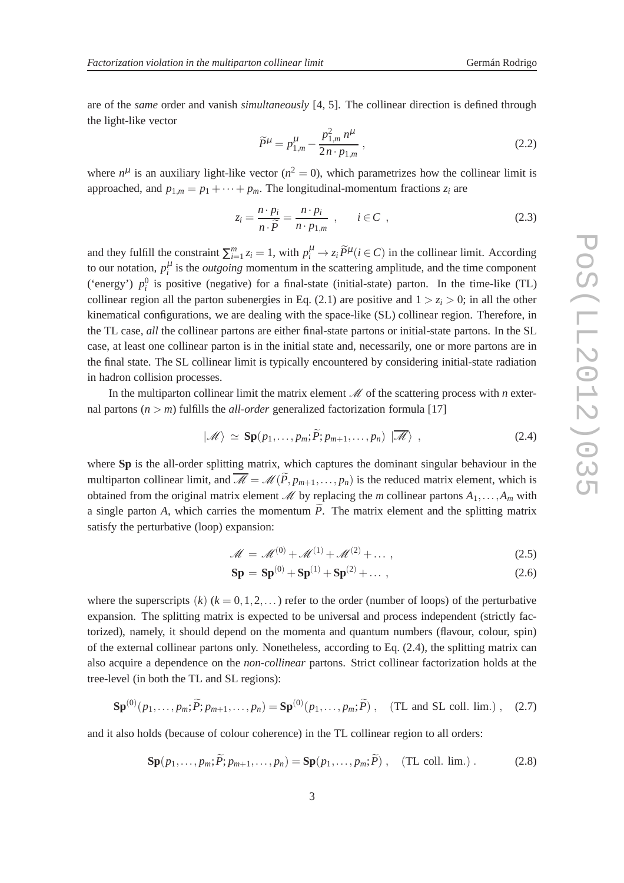are of the *same* order and vanish *simultaneously* [4, 5]. The collinear direction is defined through the light-like vector

$$\widetilde{P}^{\mu} = p_{1,m}^{\mu} - \frac{p_{1,m}^2 \, n^{\mu}}{2\, n \cdot p_{1,m}} \;, \tag{2.2}$$

where $n^{\mu}$ is an auxiliary light-like vector ($n^2 = 0$), which parametrizes how the collinear limit is approached, and $p_{1,m} = p_1 + \cdots + p_m$. The longitudinal-momentum fractions $z_i$ are

$$z_i = \frac{n \cdot p_i}{n \cdot \widetilde{P}} = \frac{n \cdot p_i}{n \cdot p_{1,m}} \;\;, \qquad i \in C \;\;, \tag{2.3}$$

and they fulfill the constraint $\sum_{i=1}^{m} z_i = 1$, with $p_i^{\mu} \to z_i \widetilde{P}^{\mu} (i \in C)$ in the collinear limit. According to our notation, $p_i^{\mu}$ is the *outgoing* momentum in the scattering amplitude, and the time component ('energy') $p_i^0$ is positive (negative) for a final-state (initial-state) parton. In the time-like (TL) collinear region all the parton subenergies in Eq. (2.1) are positive and $1 > z_i > 0$; in all the other kinematical configurations, we are dealing with the space-like (SL) collinear region. Therefore, in the TL case, *all* the collinear partons are either final-state partons or initial-state partons. In the SL case, at least one collinear parton is in the initial state and, necessarily, one or more partons are in the final state. The SL collinear limit is typically encountered by considering initial-state radiation in hadron collision processes.

In the multiparton collinear limit the matrix element $\mathscr{M}$ of the scattering process with $n$ external partons ($n > m$) fulfills the *all-order* generalized factorization formula [17]

$$|\mathscr{M}\rangle \;\simeq\; \mathbf{Sp}(p_1,\dots,p_m;\widetilde{P};p_{m+1},\dots,p_n) \;\; |\overline{\mathscr{M}}\rangle \;\;, \tag{2.4}$$

where **Sp** is the all-order splitting matrix, which captures the dominant singular behaviour in the multiparton collinear limit, and $\overline{\mathscr{M}} = \mathscr{M}(\widetilde{P}, p_{m+1},\dots,p_n)$ is the reduced matrix element, which is obtained from the original matrix element $\mathscr{M}$ by replacing the $m$ collinear partons $A_1,\dots,A_m$ with a single parton $A$, which carries the momentum $\widetilde{P}$. The matrix element and the splitting matrix satisfy the perturbative (loop) expansion:

$$\mathscr{M} \;=\; \mathscr{M}^{(0)} + \mathscr{M}^{(1)} + \mathscr{M}^{(2)} + \dots \;, \tag{2.5}$$

$$\mathbf{Sp} \;=\; \mathbf{Sp}^{(0)} + \mathbf{Sp}^{(1)} + \mathbf{Sp}^{(2)} + \dots \;, \tag{2.6}$$

where the superscripts $(k)$ ($k = 0,1,2,\dots$) refer to the order (number of loops) of the perturbative expansion. The splitting matrix is expected to be universal and process independent (strictly factorized), namely, it should depend on the momenta and quantum numbers (flavour, colour, spin) of the external collinear partons only. Nonetheless, according to Eq. (2.4), the splitting matrix can also acquire a dependence on the *non-collinear* partons. Strict collinear factorization holds at the tree-level (in both the TL and SL regions):

$$\mathbf{Sp}^{(0)}(p_1,\dots,p_m;\widetilde{P};p_{m+1},\dots,p_n) = \mathbf{Sp}^{(0)}(p_1,\dots,p_m;\widetilde{P}) \;, \quad (\text{TL and SL coll. lim.}) \;, \tag{2.7}$$

and it also holds (because of colour coherence) in the TL collinear region to all orders:

$$\mathbf{Sp}(p_1,\dots,p_m;\widetilde{P};p_{m+1},\dots,p_n) = \mathbf{Sp}(p_1,\dots,p_m;\widetilde{P}) \;, \quad (\text{TL coll. lim.}) \,. \tag{2.8}$$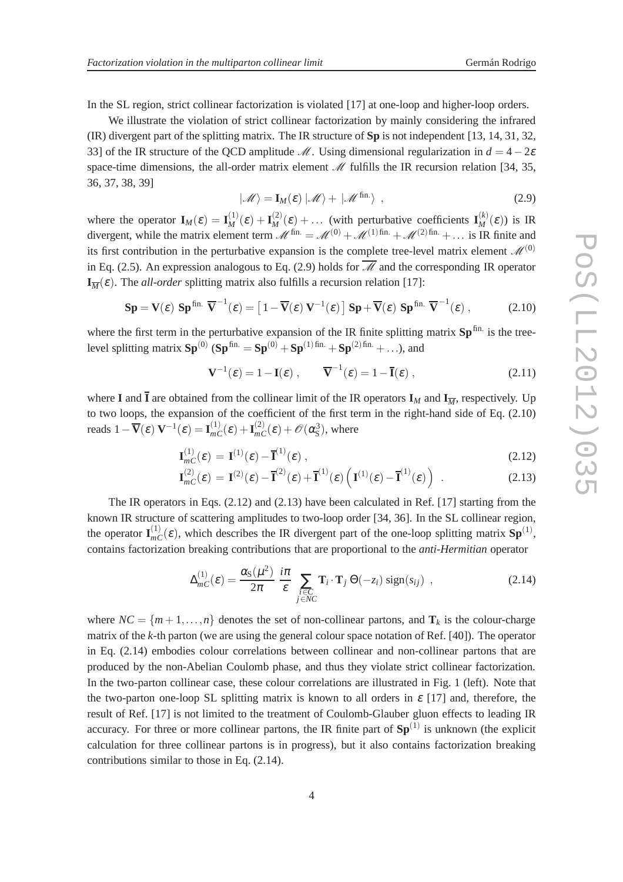In the SL region, strict collinear factorization is violated [17] at one-loop and higher-loop orders.

We illustrate the violation of strict collinear factorization by mainly considering the infrared (IR) divergent part of the splitting matrix. The IR structure of $\mathbf{Sp}$ is not independent [13, 14, 31, 32, 33] of the IR structure of the QCD amplitude $\mathscr{M}$. Using dimensional regularization in $d = 4-2\varepsilon$ space-time dimensions, the all-order matrix element $\mathscr{M}$ fulfills the IR recursion relation [34, 35, 36, 37, 38, 39]

$$|\mathscr{M}\rangle = \mathbf{I}_M(\varepsilon)\,|\mathscr{M}\rangle + |\mathscr{M}^{\,\rm fin.}\rangle \ , \tag{2.9}$$

where the operator $\mathbf{I}_M(\varepsilon) = \mathbf{I}_M^{(1)}(\varepsilon) + \mathbf{I}_M^{(2)}(\varepsilon) + \ldots$ (with perturbative coefficients $\mathbf{I}_M^{(k)}(\varepsilon)$) is IR divergent, while the matrix element term $\mathscr{M}^{\,\rm fin.} = \mathscr{M}^{(0)} + \mathscr{M}^{(1)\,\rm fin.} + \mathscr{M}^{(2)\,\rm fin.} + \ldots$ is IR finite and its first contribution in the perturbative expansion is the complete tree-level matrix element $\mathscr{M}^{(0)}$ in Eq. (2.5). An expression analogous to Eq. (2.9) holds for $\overline{\mathscr{M}}$ and the corresponding IR operator $\mathbf{I}_{\overline{M}}(\varepsilon)$. The *all-order* splitting matrix also fulfills a recursion relation [17]:

$$\mathbf{Sp} = \mathbf{V}(\varepsilon)\ \mathbf{Sp}^{\rm fin.}\ \overline{\mathbf{V}}^{-1}(\varepsilon) = \left[1 - \overline{\mathbf{V}}(\varepsilon)\,\mathbf{V}^{-1}(\varepsilon)\right]\mathbf{Sp} + \overline{\mathbf{V}}(\varepsilon)\ \mathbf{Sp}^{\rm fin.}\ \overline{\mathbf{V}}^{-1}(\varepsilon)\ , \tag{2.10}$$

where the first term in the perturbative expansion of the IR finite splitting matrix $\mathbf{Sp}^{\rm fin.}$ is the tree-level splitting matrix $\mathbf{Sp}^{(0)}$ ($\mathbf{Sp}^{\rm fin.} = \mathbf{Sp}^{(0)} + \mathbf{Sp}^{(1)\,\rm fin.} + \mathbf{Sp}^{(2)\,\rm fin.} + \ldots$), and

$$\mathbf{V}^{-1}(\varepsilon) = 1 - \mathbf{I}(\varepsilon)\ , \qquad \overline{\mathbf{V}}^{-1}(\varepsilon) = 1 - \overline{\mathbf{I}}(\varepsilon)\ , \tag{2.11}$$

where $\mathbf{I}$ and $\overline{\mathbf{I}}$ are obtained from the collinear limit of the IR operators $\mathbf{I}_M$ and $\mathbf{I}_{\overline{M}}$, respectively. Up to two loops, the expansion of the coefficient of the first term in the right-hand side of Eq. (2.10) reads $1 - \overline{\mathbf{V}}(\varepsilon)\,\mathbf{V}^{-1}(\varepsilon) = \mathbf{I}_{mC}^{(1)}(\varepsilon) + \mathbf{I}_{mC}^{(2)}(\varepsilon) + \mathscr{O}(\alpha_{\rm S}^3)$, where

$$\mathbf{I}_{mC}^{(1)}(\varepsilon) = \mathbf{I}^{(1)}(\varepsilon) - \overline{\mathbf{I}}^{(1)}(\varepsilon)\ , \tag{2.12}$$

$$\mathbf{I}_{mC}^{(2)}(\varepsilon) = \mathbf{I}^{(2)}(\varepsilon) - \overline{\mathbf{I}}^{(2)}(\varepsilon) + \overline{\mathbf{I}}^{(1)}(\varepsilon)\left(\mathbf{I}^{(1)}(\varepsilon) - \overline{\mathbf{I}}^{(1)}(\varepsilon)\right)\ . \tag{2.13}$$

The IR operators in Eqs. (2.12) and (2.13) have been calculated in Ref. [17] starting from the known IR structure of scattering amplitudes to two-loop order [34, 36]. In the SL collinear region, the operator $\mathbf{I}_{mC}^{(1)}(\varepsilon)$, which describes the IR divergent part of the one-loop splitting matrix $\mathbf{Sp}^{(1)}$, contains factorization breaking contributions that are proportional to the *anti-Hermitian* operator

$$\Delta_{mC}^{(1)}(\varepsilon) = \frac{\alpha_{\rm S}(\mu^2)}{2\pi}\ \frac{i\pi}{\varepsilon}\ \sum_{\substack{i\in C\\ j\in NC}} \mathbf{T}_i\cdot\mathbf{T}_j\ \Theta(-z_i)\ {\rm sign}(s_{ij})\ , \tag{2.14}$$

where $NC = \{m+1,\ldots,n\}$ denotes the set of non-collinear partons, and $\mathbf{T}_k$ is the colour-charge matrix of the $k$-th parton (we are using the general colour space notation of Ref. [40]). The operator in Eq. (2.14) embodies colour correlations between collinear and non-collinear partons that are produced by the non-Abelian Coulomb phase, and thus they violate strict collinear factorization. In the two-parton collinear case, these colour correlations are illustrated in Fig. 1 (left). Note that the two-parton one-loop SL splitting matrix is known to all orders in $\varepsilon$ [17] and, therefore, the result of Ref. [17] is not limited to the treatment of Coulomb-Glauber gluon effects to leading IR accuracy. For three or more collinear partons, the IR finite part of $\mathbf{Sp}^{(1)}$ is unknown (the explicit calculation for three collinear partons is in progress), but it also contains factorization breaking contributions similar to those in Eq. (2.14).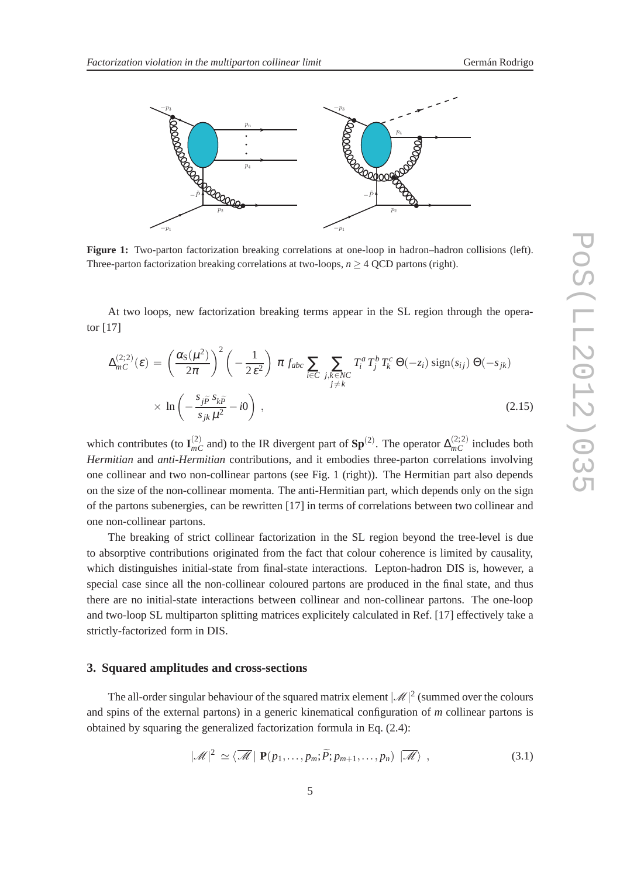**Figure 1:** Two-parton factorization breaking correlations at one-loop in hadron–hadron collisions (left). Three-parton factorization breaking correlations at two-loops, $n \geq 4$ QCD partons (right).

At two loops, new factorization breaking terms appear in the SL region through the operator [17]

$$\Delta_{mC}^{(2;2)}(\varepsilon) = \left(\frac{\alpha_S(\mu^2)}{2\pi}\right)^2 \left(-\frac{1}{2\,\varepsilon^2}\right) \pi\, f_{abc} \sum_{i \in C} \sum_{\substack{j,k \in NC \\ j \neq k}} T_i^a\, T_j^b\, T_k^c\, \Theta(-z_i)\, \mathrm{sign}(s_{ij})\, \Theta(-s_{jk})$$
$$\times \ln\left(-\frac{s_{j\widetilde{P}}\, s_{k\widetilde{P}}}{s_{jk}\,\mu^2} - i0\right) , \tag{2.15}$$

which contributes (to $\mathbf{I}_{mC}^{(2)}$ and) to the IR divergent part of $\mathbf{Sp}^{(2)}$. The operator $\Delta_{mC}^{(2;2)}$ includes both *Hermitian* and *anti-Hermitian* contributions, and it embodies three-parton correlations involving one collinear and two non-collinear partons (see Fig. 1 (right)). The Hermitian part also depends on the size of the non-collinear momenta. The anti-Hermitian part, which depends only on the sign of the partons subenergies, can be rewritten [17] in terms of correlations between two collinear and one non-collinear partons.

The breaking of strict collinear factorization in the SL region beyond the tree-level is due to absorptive contributions originated from the fact that colour coherence is limited by causality, which distinguishes initial-state from final-state interactions. Lepton-hadron DIS is, however, a special case since all the non-collinear coloured partons are produced in the final state, and thus there are no initial-state interactions between collinear and non-collinear partons. The one-loop and two-loop SL multiparton splitting matrices explicitely calculated in Ref. [17] effectively take a strictly-factorized form in DIS.

## 3. Squared amplitudes and cross-sections

The all-order singular behaviour of the squared matrix element $|\mathscr{M}|^2$ (summed over the colours and spins of the external partons) in a generic kinematical configuration of $m$ collinear partons is obtained by squaring the generalized factorization formula in Eq. (2.4):

$$|\mathscr{M}|^2 \simeq \langle\, \overline{\mathscr{M}}\, |\; \mathbf{P}(p_1,\ldots,p_m;\widetilde{P};p_{m+1},\ldots,p_n)\; |\overline{\mathscr{M}}\rangle \;, \tag{3.1}$$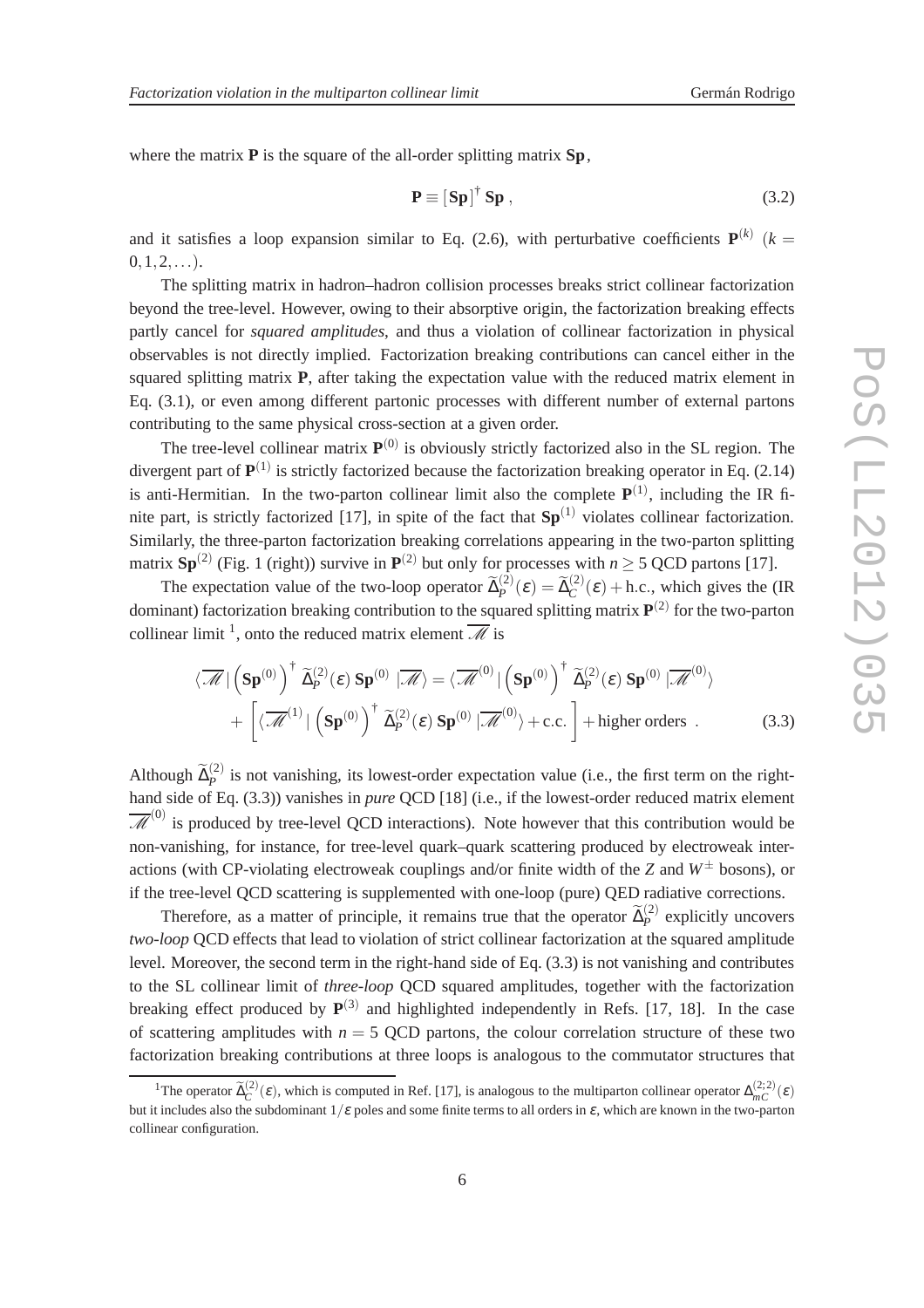where the matrix $\mathbf{P}$ is the square of the all-order splitting matrix $\mathbf{Sp}$,

$$
\mathbf{P} \equiv [\mathbf{Sp}]^\dagger \, \mathbf{Sp} \; , \tag{3.2}
$$

and it satisfies a loop expansion similar to Eq. (2.6), with perturbative coefficients $\mathbf{P}^{(k)}$ $(k = 0,1,2,\ldots)$.

The splitting matrix in hadron–hadron collision processes breaks strict collinear factorization beyond the tree-level. However, owing to their absorptive origin, the factorization breaking effects partly cancel for *squared amplitudes*, and thus a violation of collinear factorization in physical observables is not directly implied. Factorization breaking contributions can cancel either in the squared splitting matrix $\mathbf{P}$, after taking the expectation value with the reduced matrix element in Eq. (3.1), or even among different partonic processes with different number of external partons contributing to the same physical cross-section at a given order.

The tree-level collinear matrix $\mathbf{P}^{(0)}$ is obviously strictly factorized also in the SL region. The divergent part of $\mathbf{P}^{(1)}$ is strictly factorized because the factorization breaking operator in Eq. (2.14) is anti-Hermitian. In the two-parton collinear limit also the complete $\mathbf{P}^{(1)}$, including the IR finite part, is strictly factorized [17], in spite of the fact that $\mathbf{Sp}^{(1)}$ violates collinear factorization. Similarly, the three-parton factorization breaking correlations appearing in the two-parton splitting matrix $\mathbf{Sp}^{(2)}$ (Fig. 1 (right)) survive in $\mathbf{P}^{(2)}$ but only for processes with $n \geq 5$ QCD partons [17].

The expectation value of the two-loop operator $\widetilde{\Delta}_P^{(2)}(\varepsilon) = \widetilde{\Delta}_C^{(2)}(\varepsilon) + \text{h.c.}$, which gives the (IR dominant) factorization breaking contribution to the squared splitting matrix $\mathbf{P}^{(2)}$ for the two-parton collinear limit [1], onto the reduced matrix element $\overline{\mathscr{M}}$ is

$$
\begin{aligned}
\langle \overline{\mathscr{M}} \, | \left( \mathbf{Sp}^{(0)} \right)^\dagger \, \widetilde{\Delta}_P^{(2)}(\varepsilon) \, \mathbf{Sp}^{(0)} \; | \overline{\mathscr{M}} \rangle &= \langle \overline{\mathscr{M}}^{(0)} \, | \left( \mathbf{Sp}^{(0)} \right)^\dagger \, \widetilde{\Delta}_P^{(2)}(\varepsilon) \, \mathbf{Sp}^{(0)} \; | \overline{\mathscr{M}}^{(0)} \rangle \\
&+ \left[ \langle \overline{\mathscr{M}}^{(1)} \, | \left( \mathbf{Sp}^{(0)} \right)^\dagger \, \widetilde{\Delta}_P^{(2)}(\varepsilon) \, \mathbf{Sp}^{(0)} \; | \overline{\mathscr{M}}^{(0)} \rangle + \text{c.c.} \right] + \text{higher orders} \; .
\end{aligned} \tag{3.3}
$$

Although $\widetilde{\Delta}_P^{(2)}$ is not vanishing, its lowest-order expectation value (i.e., the first term on the right-hand side of Eq. (3.3)) vanishes in *pure* QCD [18] (i.e., if the lowest-order reduced matrix element $\overline{\mathscr{M}}^{(0)}$ is produced by tree-level QCD interactions). Note however that this contribution would be non-vanishing, for instance, for tree-level quark–quark scattering produced by electroweak interactions (with CP-violating electroweak couplings and/or finite width of the $Z$ and $W^\pm$ bosons), or if the tree-level QCD scattering is supplemented with one-loop (pure) QED radiative corrections.

Therefore, as a matter of principle, it remains true that the operator $\widetilde{\Delta}_P^{(2)}$ explicitly uncovers *two-loop* QCD effects that lead to violation of strict collinear factorization at the squared amplitude level. Moreover, the second term in the right-hand side of Eq. (3.3) is not vanishing and contributes to the SL collinear limit of *three-loop* QCD squared amplitudes, together with the factorization breaking effect produced by $\mathbf{P}^{(3)}$ and highlighted independently in Refs. [17, 18]. In the case of scattering amplitudes with $n = 5$ QCD partons, the colour correlation structure of these two factorization breaking contributions at three loops is analogous to the commutator structures that

---

[1] The operator $\widetilde{\Delta}_C^{(2)}(\varepsilon)$, which is computed in Ref. [17], is analogous to the multiparton collinear operator $\Delta_{mC}^{(2;2)}(\varepsilon)$ but it includes also the subdominant $1/\varepsilon$ poles and some finite terms to all orders in $\varepsilon$, which are known in the two-parton collinear configuration.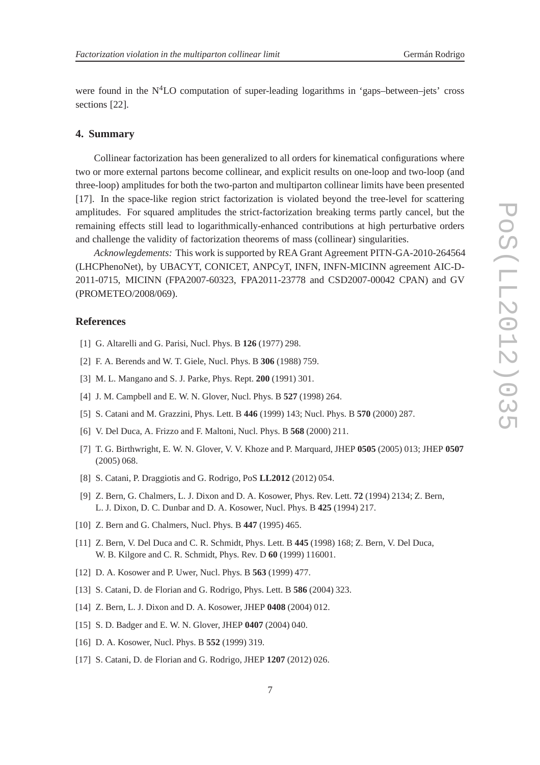were found in the $N^4LO$ computation of super-leading logarithms in 'gaps–between–jets' cross sections [22].

## 4. Summary

Collinear factorization has been generalized to all orders for kinematical configurations where two or more external partons become collinear, and explicit results on one-loop and two-loop (and three-loop) amplitudes for both the two-parton and multiparton collinear limits have been presented [17]. In the space-like region strict factorization is violated beyond the tree-level for scattering amplitudes. For squared amplitudes the strict-factorization breaking terms partly cancel, but the remaining effects still lead to logarithmically-enhanced contributions at high perturbative orders and challenge the validity of factorization theorems of mass (collinear) singularities.

*Acknowlegdements:* This work is supported by REA Grant Agreement PITN-GA-2010-264564 (LHCPhenoNet), by UBACYT, CONICET, ANPCyT, INFN, INFN-MICINN agreement AIC-D-2011-0715, MICINN (FPA2007-60323, FPA2011-23778 and CSD2007-00042 CPAN) and GV (PROMETEO/2008/069).

## References

[1] G. Altarelli and G. Parisi, Nucl. Phys. B **126** (1977) 298.

[2] F. A. Berends and W. T. Giele, Nucl. Phys. B **306** (1988) 759.

[3] M. L. Mangano and S. J. Parke, Phys. Rept. **200** (1991) 301.

[4] J. M. Campbell and E. W. N. Glover, Nucl. Phys. B **527** (1998) 264.

[5] S. Catani and M. Grazzini, Phys. Lett. B **446** (1999) 143; Nucl. Phys. B **570** (2000) 287.

[6] V. Del Duca, A. Frizzo and F. Maltoni, Nucl. Phys. B **568** (2000) 211.

[7] T. G. Birthwright, E. W. N. Glover, V. V. Khoze and P. Marquard, JHEP **0505** (2005) 013; JHEP **0507** (2005) 068.

[8] S. Catani, P. Draggiotis and G. Rodrigo, PoS **LL2012** (2012) 054.

[9] Z. Bern, G. Chalmers, L. J. Dixon and D. A. Kosower, Phys. Rev. Lett. **72** (1994) 2134; Z. Bern, L. J. Dixon, D. C. Dunbar and D. A. Kosower, Nucl. Phys. B **425** (1994) 217.

[10] Z. Bern and G. Chalmers, Nucl. Phys. B **447** (1995) 465.

[11] Z. Bern, V. Del Duca and C. R. Schmidt, Phys. Lett. B **445** (1998) 168; Z. Bern, V. Del Duca, W. B. Kilgore and C. R. Schmidt, Phys. Rev. D **60** (1999) 116001.

[12] D. A. Kosower and P. Uwer, Nucl. Phys. B **563** (1999) 477.

[13] S. Catani, D. de Florian and G. Rodrigo, Phys. Lett. B **586** (2004) 323.

[14] Z. Bern, L. J. Dixon and D. A. Kosower, JHEP **0408** (2004) 012.

[15] S. D. Badger and E. W. N. Glover, JHEP **0407** (2004) 040.

[16] D. A. Kosower, Nucl. Phys. B **552** (1999) 319.

[17] S. Catani, D. de Florian and G. Rodrigo, JHEP **1207** (2012) 026.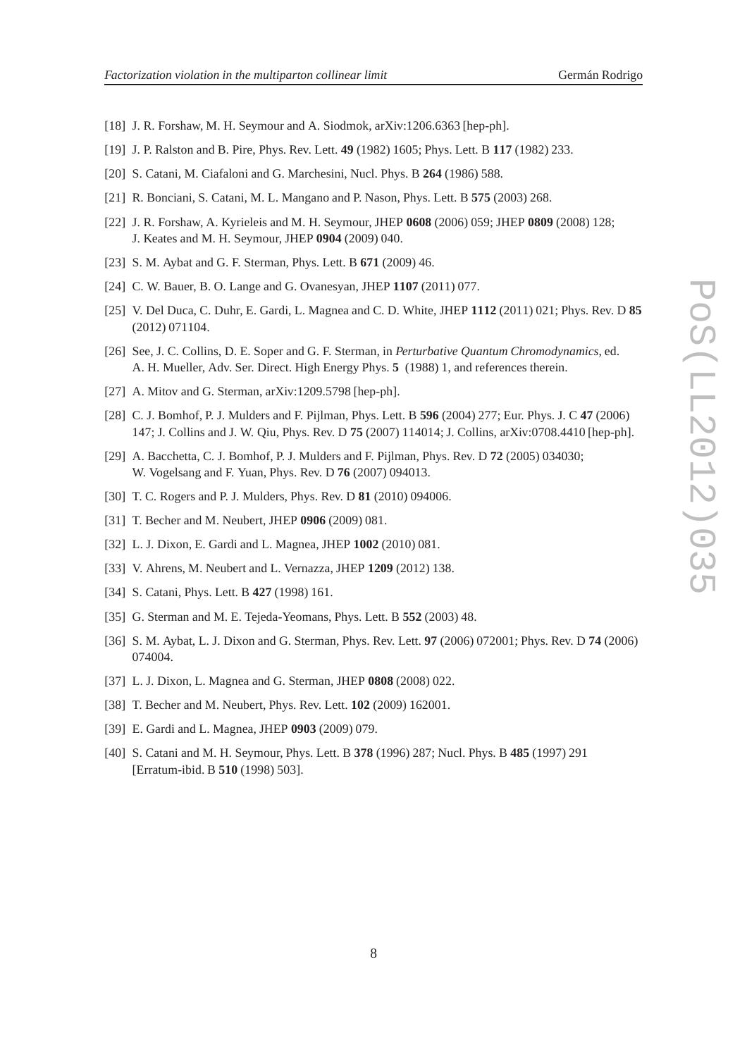[18] J. R. Forshaw, M. H. Seymour and A. Siodmok, arXiv:1206.6363 [hep-ph].

[19] J. P. Ralston and B. Pire, Phys. Rev. Lett. **49** (1982) 1605; Phys. Lett. B **117** (1982) 233.

[20] S. Catani, M. Ciafaloni and G. Marchesini, Nucl. Phys. B **264** (1986) 588.

[21] R. Bonciani, S. Catani, M. L. Mangano and P. Nason, Phys. Lett. B **575** (2003) 268.

[22] J. R. Forshaw, A. Kyrieleis and M. H. Seymour, JHEP **0608** (2006) 059; JHEP **0809** (2008) 128; J. Keates and M. H. Seymour, JHEP **0904** (2009) 040.

[23] S. M. Aybat and G. F. Sterman, Phys. Lett. B **671** (2009) 46.

[24] C. W. Bauer, B. O. Lange and G. Ovanesyan, JHEP **1107** (2011) 077.

[25] V. Del Duca, C. Duhr, E. Gardi, L. Magnea and C. D. White, JHEP **1112** (2011) 021; Phys. Rev. D **85** (2012) 071104.

[26] See, J. C. Collins, D. E. Soper and G. F. Sterman, in *Perturbative Quantum Chromodynamics*, ed. A. H. Mueller, Adv. Ser. Direct. High Energy Phys. **5** (1988) 1, and references therein.

[27] A. Mitov and G. Sterman, arXiv:1209.5798 [hep-ph].

[28] C. J. Bomhof, P. J. Mulders and F. Pijlman, Phys. Lett. B **596** (2004) 277; Eur. Phys. J. C **47** (2006) 147; J. Collins and J. W. Qiu, Phys. Rev. D **75** (2007) 114014; J. Collins, arXiv:0708.4410 [hep-ph].

[29] A. Bacchetta, C. J. Bomhof, P. J. Mulders and F. Pijlman, Phys. Rev. D **72** (2005) 034030; W. Vogelsang and F. Yuan, Phys. Rev. D **76** (2007) 094013.

[30] T. C. Rogers and P. J. Mulders, Phys. Rev. D **81** (2010) 094006.

[31] T. Becher and M. Neubert, JHEP **0906** (2009) 081.

[32] L. J. Dixon, E. Gardi and L. Magnea, JHEP **1002** (2010) 081.

[33] V. Ahrens, M. Neubert and L. Vernazza, JHEP **1209** (2012) 138.

[34] S. Catani, Phys. Lett. B **427** (1998) 161.

[35] G. Sterman and M. E. Tejeda-Yeomans, Phys. Lett. B **552** (2003) 48.

[36] S. M. Aybat, L. J. Dixon and G. Sterman, Phys. Rev. Lett. **97** (2006) 072001; Phys. Rev. D **74** (2006) 074004.

[37] L. J. Dixon, L. Magnea and G. Sterman, JHEP **0808** (2008) 022.

[38] T. Becher and M. Neubert, Phys. Rev. Lett. **102** (2009) 162001.

[39] E. Gardi and L. Magnea, JHEP **0903** (2009) 079.

[40] S. Catani and M. H. Seymour, Phys. Lett. B **378** (1996) 287; Nucl. Phys. B **485** (1997) 291 [Erratum-ibid. B **510** (1998) 503].